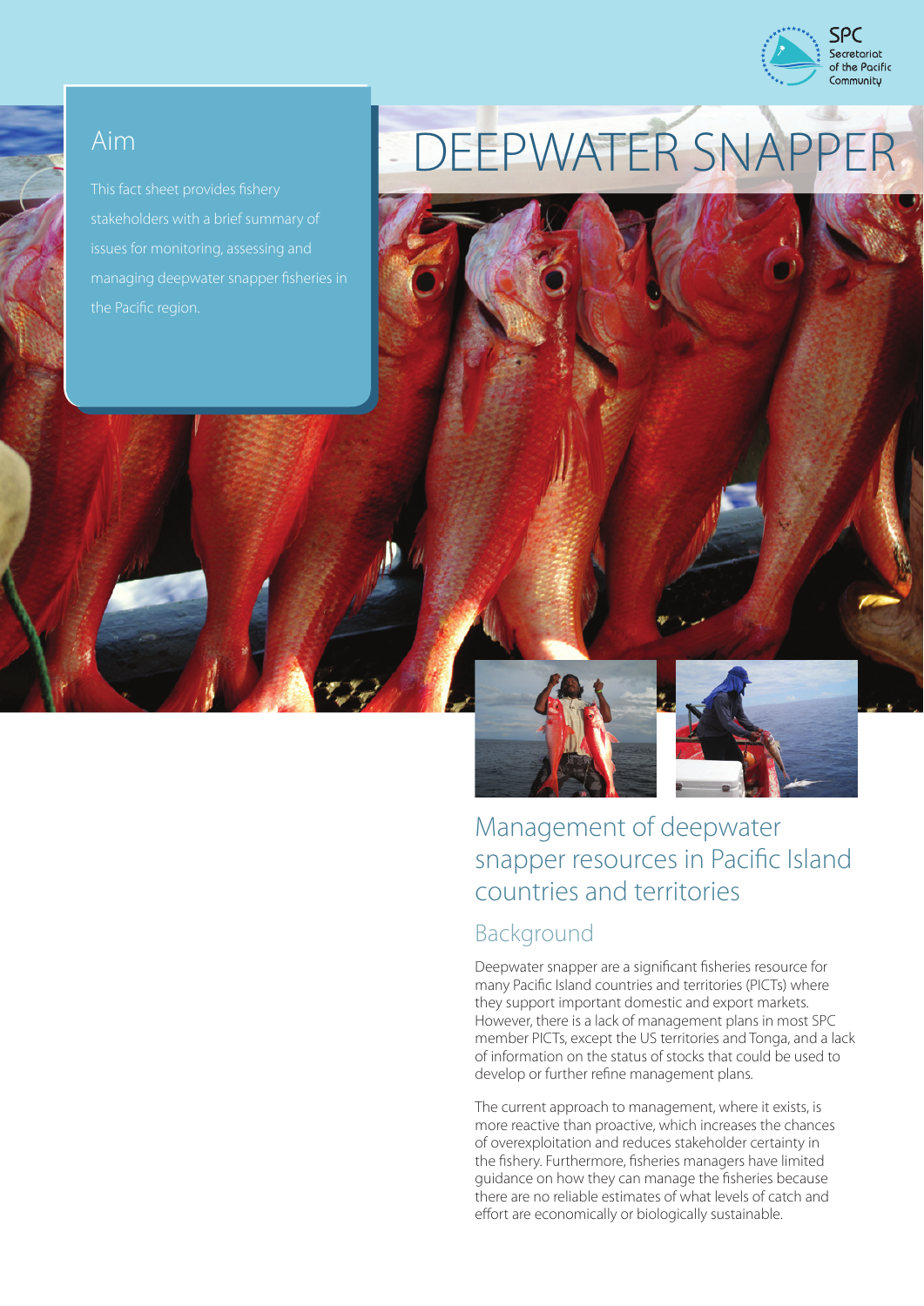# DEEPWATER SNAPPER

SPC Secretariat of the Pacific Community

## Aim

This fact sheet provides fishery stakeholders with a brief summary of issues for monitoring, assessing and managing deepwater snapper fisheries in the Pacific region.

## Management of deepwater snapper resources in Pacific Island countries and territories

### Background

Deepwater snapper are a significant fisheries resource for many Pacific Island countries and territories (PICTs) where they support important domestic and export markets. However, there is a lack of management plans in most SPC member PICTs, except the US territories and Tonga, and a lack of information on the status of stocks that could be used to develop or further refine management plans.

The current approach to management, where it exists, is more reactive than proactive, which increases the chances of overexploitation and reduces stakeholder certainty in the fishery. Furthermore, fisheries managers have limited guidance on how they can manage the fisheries because there are no reliable estimates of what levels of catch and effort are economically or biologically sustainable.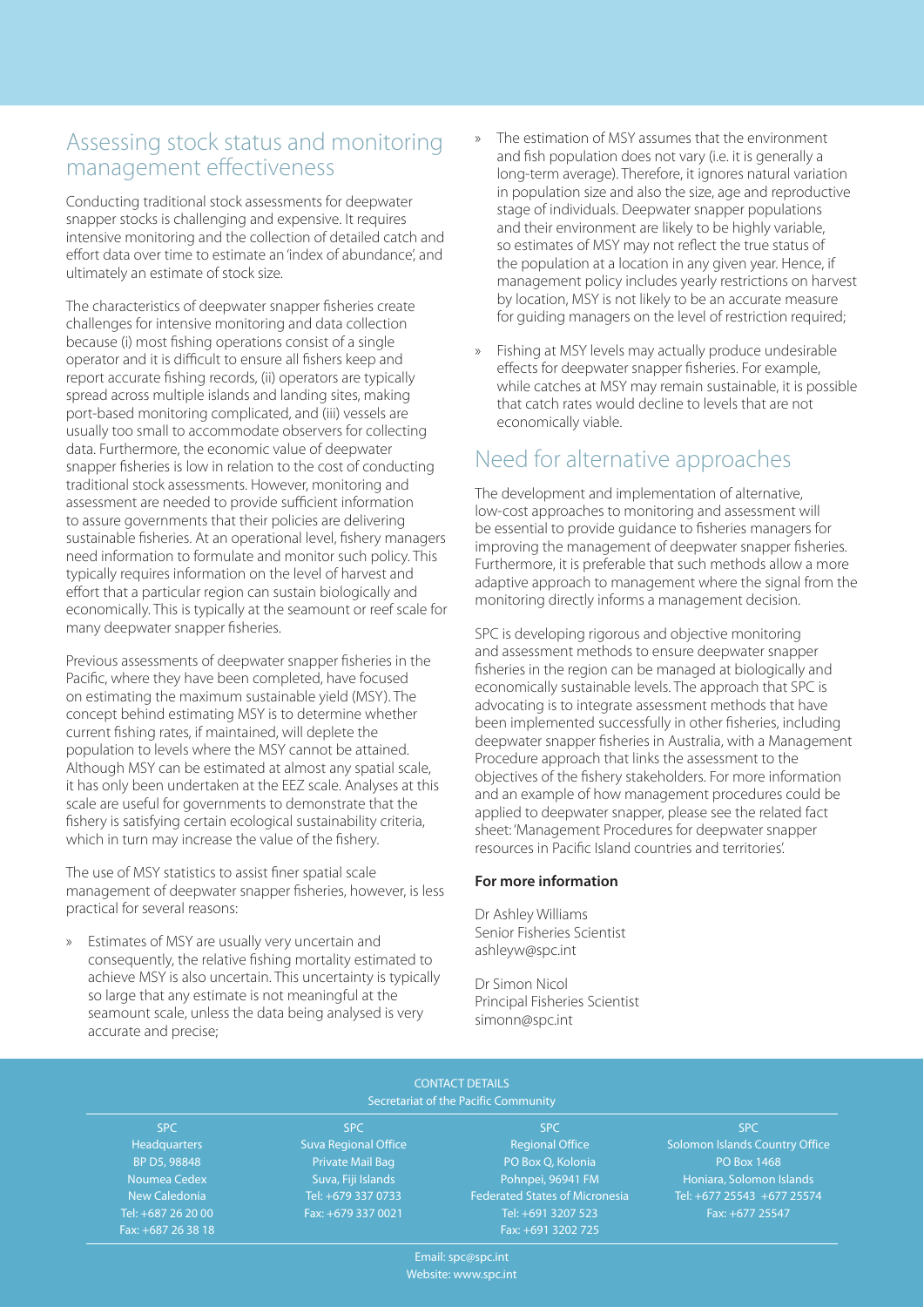## Assessing stock status and monitoring management effectiveness

Conducting traditional stock assessments for deepwater snapper stocks is challenging and expensive. It requires intensive monitoring and the collection of detailed catch and effort data over time to estimate an 'index of abundance', and ultimately an estimate of stock size.

The characteristics of deepwater snapper fisheries create challenges for intensive monitoring and data collection because (i) most fishing operations consist of a single operator and it is difficult to ensure all fishers keep and report accurate fishing records, (ii) operators are typically spread across multiple islands and landing sites, making port-based monitoring complicated, and (iii) vessels are usually too small to accommodate observers for collecting data. Furthermore, the economic value of deepwater snapper fisheries is low in relation to the cost of conducting traditional stock assessments. However, monitoring and assessment are needed to provide sufficient information to assure governments that their policies are delivering sustainable fisheries. At an operational level, fishery managers need information to formulate and monitor such policy. This typically requires information on the level of harvest and effort that a particular region can sustain biologically and economically. This is typically at the seamount or reef scale for many deepwater snapper fisheries.

Previous assessments of deepwater snapper fisheries in the Pacific, where they have been completed, have focused on estimating the maximum sustainable yield (MSY). The concept behind estimating MSY is to determine whether current fishing rates, if maintained, will deplete the population to levels where the MSY cannot be attained. Although MSY can be estimated at almost any spatial scale, it has only been undertaken at the EEZ scale. Analyses at this scale are useful for governments to demonstrate that the fishery is satisfying certain ecological sustainability criteria, which in turn may increase the value of the fishery.

The use of MSY statistics to assist finer spatial scale management of deepwater snapper fisheries, however, is less practical for several reasons:

- Estimates of MSY are usually very uncertain and consequently, the relative fishing mortality estimated to achieve MSY is also uncertain. This uncertainty is typically so large that any estimate is not meaningful at the seamount scale, unless the data being analysed is very accurate and precise;
- The estimation of MSY assumes that the environment and fish population does not vary (i.e. it is generally a long-term average). Therefore, it ignores natural variation in population size and also the size, age and reproductive stage of individuals. Deepwater snapper populations and their environment are likely to be highly variable, so estimates of MSY may not reflect the true status of the population at a location in any given year. Hence, if management policy includes yearly restrictions on harvest by location, MSY is not likely to be an accurate measure for guiding managers on the level of restriction required;
- Fishing at MSY levels may actually produce undesirable effects for deepwater snapper fisheries. For example, while catches at MSY may remain sustainable, it is possible that catch rates would decline to levels that are not economically viable.

## Need for alternative approaches

The development and implementation of alternative, low-cost approaches to monitoring and assessment will be essential to provide guidance to fisheries managers for improving the management of deepwater snapper fisheries. Furthermore, it is preferable that such methods allow a more adaptive approach to management where the signal from the monitoring directly informs a management decision.

SPC is developing rigorous and objective monitoring and assessment methods to ensure deepwater snapper fisheries in the region can be managed at biologically and economically sustainable levels. The approach that SPC is advocating is to integrate assessment methods that have been implemented successfully in other fisheries, including deepwater snapper fisheries in Australia, with a Management Procedure approach that links the assessment to the objectives of the fishery stakeholders. For more information and an example of how management procedures could be applied to deepwater snapper, please see the related fact sheet: 'Management Procedures for deepwater snapper resources in Pacific Island countries and territories'.

**For more information**

Dr Ashley Williams
Senior Fisheries Scientist
ashleyw@spc.int

Dr Simon Nicol
Principal Fisheries Scientist
simonn@spc.int

CONTACT DETAILS
Secretariat of the Pacific Community

| SPC | SPC | SPC | SPC |
|---|---|---|---|
| Headquarters | Suva Regional Office | Regional Office | Solomon Islands Country Office |
| BP D5, 98848 | Private Mail Bag | PO Box Q, Kolonia | PO Box 1468 |
| Noumea Cedex | Suva, Fiji Islands | Pohnpei, 96941 FM | Honiara, Solomon Islands |
| New Caledonia | Tel: +679 337 0733 | Federated States of Micronesia | Tel: +677 25543 +677 25574 |
| Tel: +687 26 20 00 | Fax: +679 337 0021 | Tel: +691 3207 523 | Fax: +677 25547 |
| Fax: +687 26 38 18 | | Fax: +691 3202 725 | |

Email: spc@spc.int
Website: www.spc.int